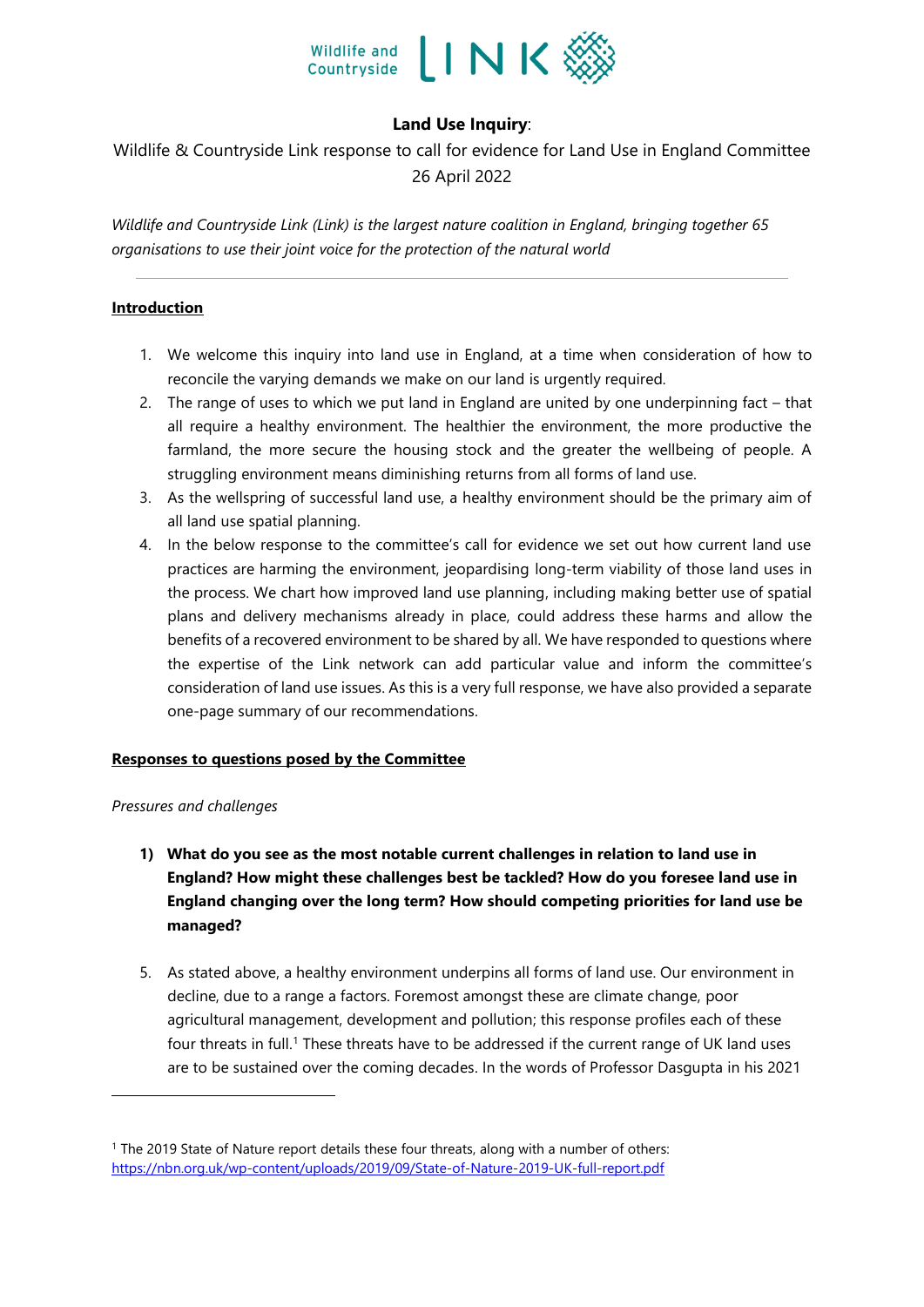Wildlife and Countryside LINK

**Land Use Inquiry**:

Wildlife & Countryside Link response to call for evidence for Land Use in England Committee

26 April 2022

*Wildlife and Countryside Link (Link) is the largest nature coalition in England, bringing together 65 organisations to use their joint voice for the protection of the natural world*

---

**Introduction**

1. We welcome this inquiry into land use in England, at a time when consideration of how to reconcile the varying demands we make on our land is urgently required.
2. The range of uses to which we put land in England are united by one underpinning fact – that all require a healthy environment. The healthier the environment, the more productive the farmland, the more secure the housing stock and the greater the wellbeing of people. A struggling environment means diminishing returns from all forms of land use.
3. As the wellspring of successful land use, a healthy environment should be the primary aim of all land use spatial planning.
4. In the below response to the committee's call for evidence we set out how current land use practices are harming the environment, jeopardising long-term viability of those land uses in the process. We chart how improved land use planning, including making better use of spatial plans and delivery mechanisms already in place, could address these harms and allow the benefits of a recovered environment to be shared by all. We have responded to questions where the expertise of the Link network can add particular value and inform the committee's consideration of land use issues. As this is a very full response, we have also provided a separate one-page summary of our recommendations.

**Responses to questions posed by the Committee**

*Pressures and challenges*

**1) What do you see as the most notable current challenges in relation to land use in England? How might these challenges best be tackled? How do you foresee land use in England changing over the long term? How should competing priorities for land use be managed?**

5. As stated above, a healthy environment underpins all forms of land use. Our environment in decline, due to a range a factors. Foremost amongst these are climate change, poor agricultural management, development and pollution; this response profiles each of these four threats in full.[1] These threats have to be addressed if the current range of UK land uses are to be sustained over the coming decades. In the words of Professor Dasgupta in his 2021

[1] The 2019 State of Nature report details these four threats, along with a number of others: https://nbn.org.uk/wp-content/uploads/2019/09/State-of-Nature-2019-UK-full-report.pdf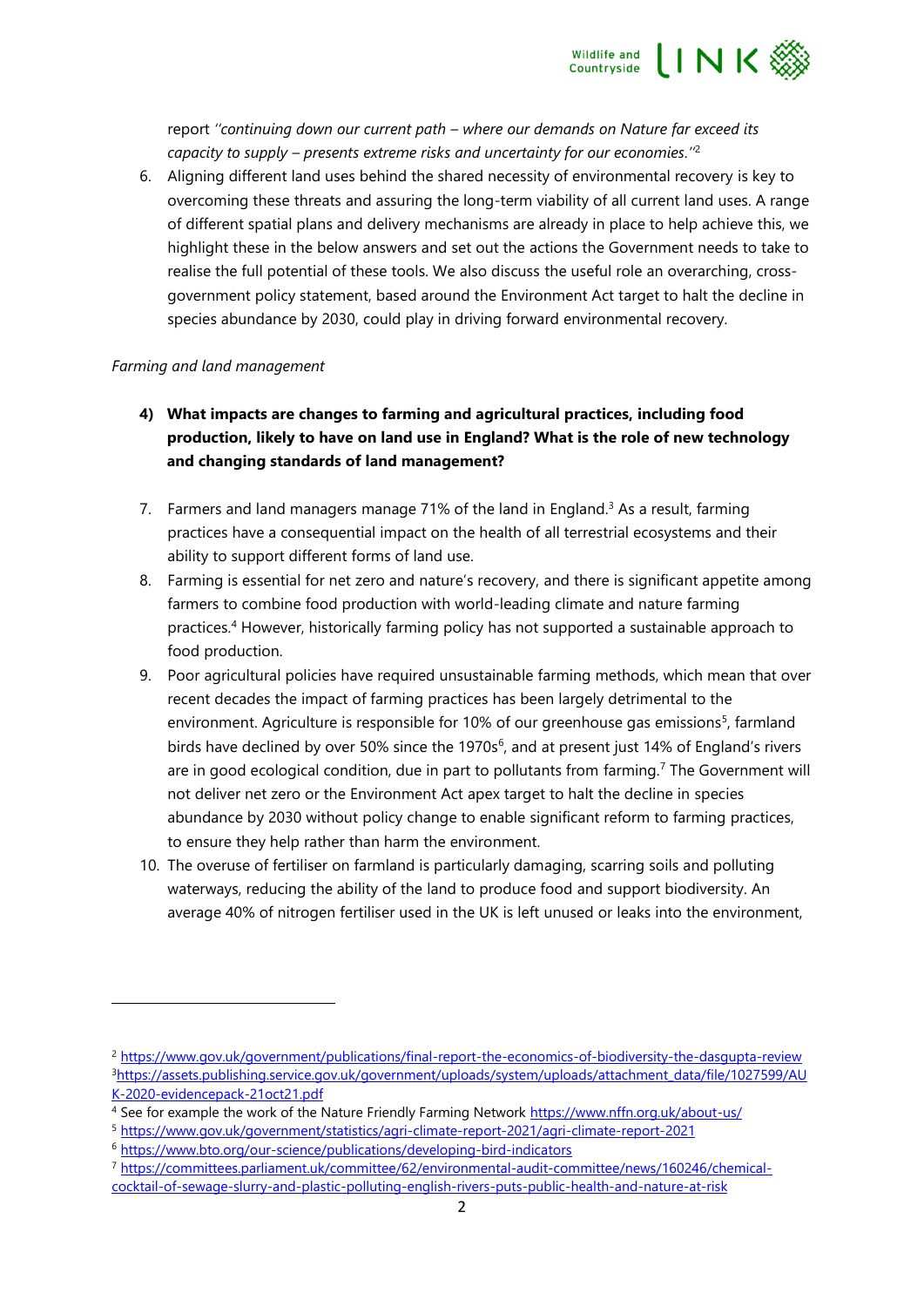report *"continuing down our current path – where our demands on Nature far exceed its capacity to supply – presents extreme risks and uncertainty for our economies."*[2]

6. Aligning different land uses behind the shared necessity of environmental recovery is key to overcoming these threats and assuring the long-term viability of all current land uses. A range of different spatial plans and delivery mechanisms are already in place to help achieve this, we highlight these in the below answers and set out the actions the Government needs to take to realise the full potential of these tools. We also discuss the useful role an overarching, cross-government policy statement, based around the Environment Act target to halt the decline in species abundance by 2030, could play in driving forward environmental recovery.

*Farming and land management*

**4) What impacts are changes to farming and agricultural practices, including food production, likely to have on land use in England? What is the role of new technology and changing standards of land management?**

7. Farmers and land managers manage 71% of the land in England.[3] As a result, farming practices have a consequential impact on the health of all terrestrial ecosystems and their ability to support different forms of land use.
8. Farming is essential for net zero and nature's recovery, and there is significant appetite among farmers to combine food production with world-leading climate and nature farming practices.[4] However, historically farming policy has not supported a sustainable approach to food production.
9. Poor agricultural policies have required unsustainable farming methods, which mean that over recent decades the impact of farming practices has been largely detrimental to the environment. Agriculture is responsible for 10% of our greenhouse gas emissions[5], farmland birds have declined by over 50% since the 1970s[6], and at present just 14% of England's rivers are in good ecological condition, due in part to pollutants from farming.[7] The Government will not deliver net zero or the Environment Act apex target to halt the decline in species abundance by 2030 without policy change to enable significant reform to farming practices, to ensure they help rather than harm the environment.
10. The overuse of fertiliser on farmland is particularly damaging, scarring soils and polluting waterways, reducing the ability of the land to produce food and support biodiversity. An average 40% of nitrogen fertiliser used in the UK is left unused or leaks into the environment,

---

[2] https://www.gov.uk/government/publications/final-report-the-economics-of-biodiversity-the-dasgupta-review
[3] https://assets.publishing.service.gov.uk/government/uploads/system/uploads/attachment_data/file/1027599/AUK-2020-evidencepack-21oct21.pdf
[4] See for example the work of the Nature Friendly Farming Network https://www.nffn.org.uk/about-us/
[5] https://www.gov.uk/government/statistics/agri-climate-report-2021/agri-climate-report-2021
[6] https://www.bto.org/our-science/publications/developing-bird-indicators
[7] https://committees.parliament.uk/committee/62/environmental-audit-committee/news/160246/chemical-cocktail-of-sewage-slurry-and-plastic-polluting-english-rivers-puts-public-health-and-nature-at-risk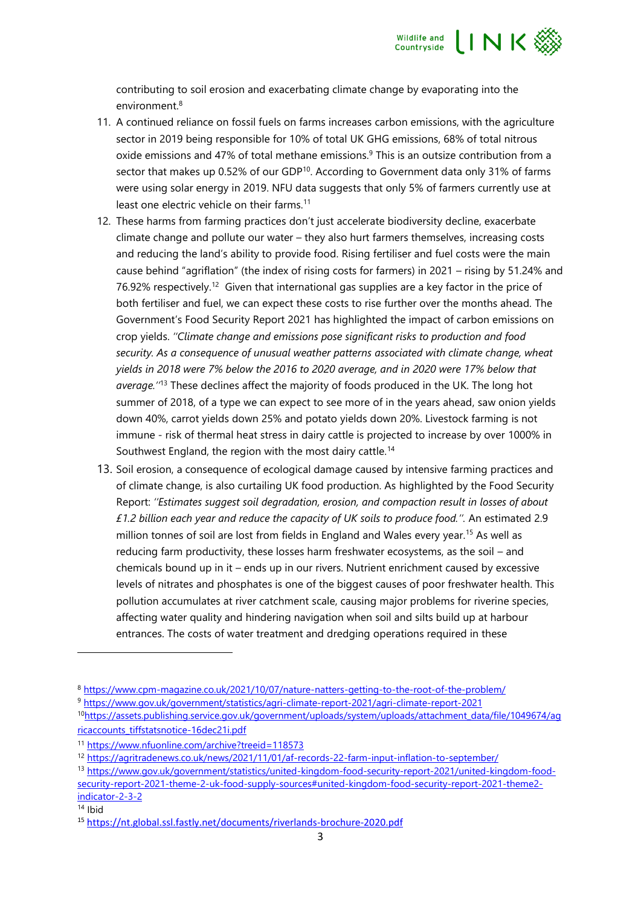contributing to soil erosion and exacerbating climate change by evaporating into the environment.[8]

11. A continued reliance on fossil fuels on farms increases carbon emissions, with the agriculture sector in 2019 being responsible for 10% of total UK GHG emissions, 68% of total nitrous oxide emissions and 47% of total methane emissions.[9] This is an outsize contribution from a sector that makes up 0.52% of our GDP[10]. According to Government data only 31% of farms were using solar energy in 2019. NFU data suggests that only 5% of farmers currently use at least one electric vehicle on their farms.[11]
12. These harms from farming practices don't just accelerate biodiversity decline, exacerbate climate change and pollute our water – they also hurt farmers themselves, increasing costs and reducing the land's ability to provide food. Rising fertiliser and fuel costs were the main cause behind "agriflation" (the index of rising costs for farmers) in 2021 – rising by 51.24% and 76.92% respectively.[12] Given that international gas supplies are a key factor in the price of both fertiliser and fuel, we can expect these costs to rise further over the months ahead. The Government's Food Security Report 2021 has highlighted the impact of carbon emissions on crop yields. *''Climate change and emissions pose significant risks to production and food security. As a consequence of unusual weather patterns associated with climate change, wheat yields in 2018 were 7% below the 2016 to 2020 average, and in 2020 were 17% below that average.''*[13] These declines affect the majority of foods produced in the UK. The long hot summer of 2018, of a type we can expect to see more of in the years ahead, saw onion yields down 40%, carrot yields down 25% and potato yields down 20%. Livestock farming is not immune - risk of thermal heat stress in dairy cattle is projected to increase by over 1000% in Southwest England, the region with the most dairy cattle.[14]
13. Soil erosion, a consequence of ecological damage caused by intensive farming practices and of climate change, is also curtailing UK food production. As highlighted by the Food Security Report: *''Estimates suggest soil degradation, erosion, and compaction result in losses of about £1.2 billion each year and reduce the capacity of UK soils to produce food.''*. An estimated 2.9 million tonnes of soil are lost from fields in England and Wales every year.[15] As well as reducing farm productivity, these losses harm freshwater ecosystems, as the soil – and chemicals bound up in it – ends up in our rivers. Nutrient enrichment caused by excessive levels of nitrates and phosphates is one of the biggest causes of poor freshwater health. This pollution accumulates at river catchment scale, causing major problems for riverine species, affecting water quality and hindering navigation when soil and silts build up at harbour entrances. The costs of water treatment and dredging operations required in these

---

[8] https://www.cpm-magazine.co.uk/2021/10/07/nature-natters-getting-to-the-root-of-the-problem/

[9] https://www.gov.uk/government/statistics/agri-climate-report-2021/agri-climate-report-2021

[10] https://assets.publishing.service.gov.uk/government/uploads/system/uploads/attachment_data/file/1049674/agricaccounts_tiffstatsnotice-16dec21i.pdf

[11] https://www.nfuonline.com/archive?treeid=118573

[12] https://agritradenews.co.uk/news/2021/11/01/af-records-22-farm-input-inflation-to-september/

[13] https://www.gov.uk/government/statistics/united-kingdom-food-security-report-2021/united-kingdom-food-security-report-2021-theme-2-uk-food-supply-sources#united-kingdom-food-security-report-2021-theme2-indicator-2-3-2

[14] Ibid

[15] https://nt.global.ssl.fastly.net/documents/riverlands-brochure-2020.pdf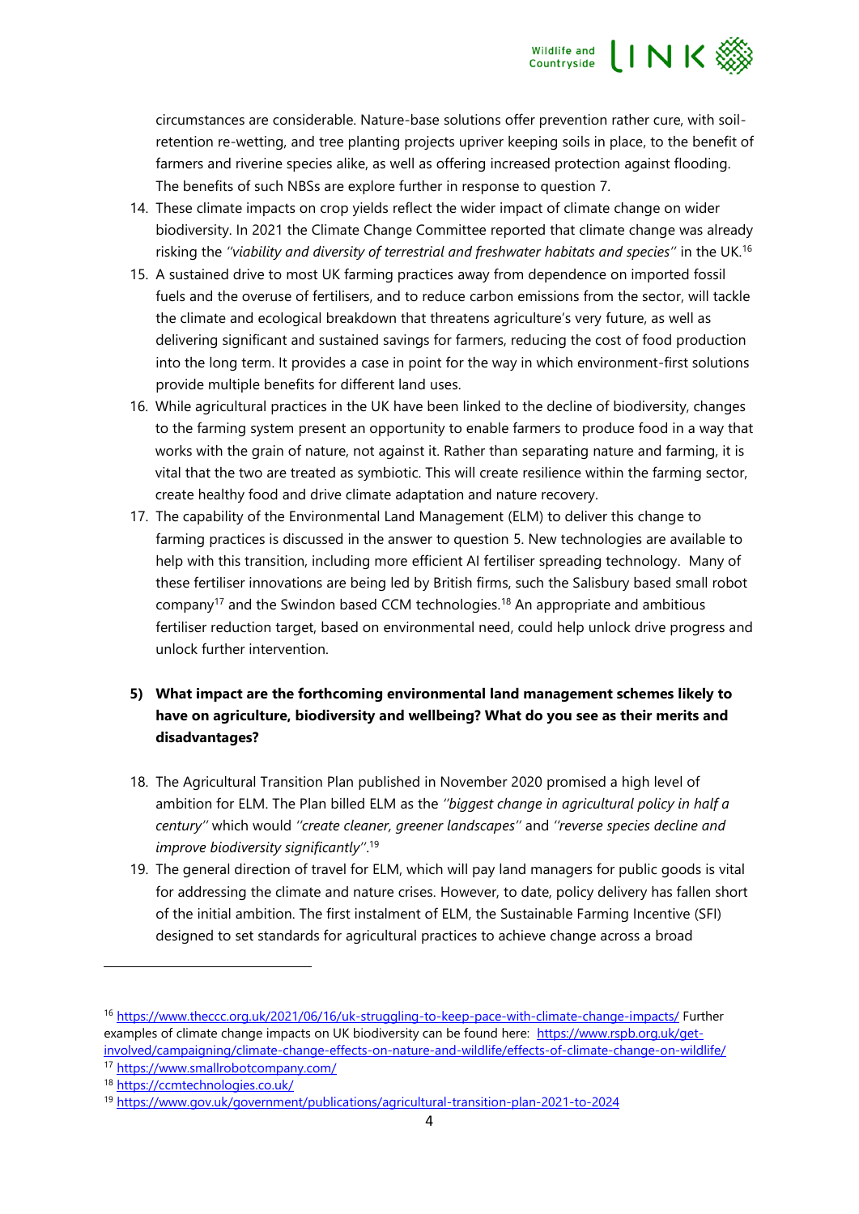circumstances are considerable. Nature-base solutions offer prevention rather cure, with soil-retention re-wetting, and tree planting projects upriver keeping soils in place, to the benefit of farmers and riverine species alike, as well as offering increased protection against flooding. The benefits of such NBSs are explore further in response to question 7.

14. These climate impacts on crop yields reflect the wider impact of climate change on wider biodiversity. In 2021 the Climate Change Committee reported that climate change was already risking the *"viability and diversity of terrestrial and freshwater habitats and species"* in the UK.[16]
15. A sustained drive to most UK farming practices away from dependence on imported fossil fuels and the overuse of fertilisers, and to reduce carbon emissions from the sector, will tackle the climate and ecological breakdown that threatens agriculture's very future, as well as delivering significant and sustained savings for farmers, reducing the cost of food production into the long term. It provides a case in point for the way in which environment-first solutions provide multiple benefits for different land uses.
16. While agricultural practices in the UK have been linked to the decline of biodiversity, changes to the farming system present an opportunity to enable farmers to produce food in a way that works with the grain of nature, not against it. Rather than separating nature and farming, it is vital that the two are treated as symbiotic. This will create resilience within the farming sector, create healthy food and drive climate adaptation and nature recovery.
17. The capability of the Environmental Land Management (ELM) to deliver this change to farming practices is discussed in the answer to question 5. New technologies are available to help with this transition, including more efficient AI fertiliser spreading technology. Many of these fertiliser innovations are being led by British firms, such the Salisbury based small robot company[17] and the Swindon based CCM technologies.[18] An appropriate and ambitious fertiliser reduction target, based on environmental need, could help unlock drive progress and unlock further intervention.

**5) What impact are the forthcoming environmental land management schemes likely to have on agriculture, biodiversity and wellbeing? What do you see as their merits and disadvantages?**

18. The Agricultural Transition Plan published in November 2020 promised a high level of ambition for ELM. The Plan billed ELM as the *"biggest change in agricultural policy in half a century"* which would *"create cleaner, greener landscapes"* and *"reverse species decline and improve biodiversity significantly"*.[19]
19. The general direction of travel for ELM, which will pay land managers for public goods is vital for addressing the climate and nature crises. However, to date, policy delivery has fallen short of the initial ambition. The first instalment of ELM, the Sustainable Farming Incentive (SFI) designed to set standards for agricultural practices to achieve change across a broad

---

[16] https://www.theccc.org.uk/2021/06/16/uk-struggling-to-keep-pace-with-climate-change-impacts/ Further examples of climate change impacts on UK biodiversity can be found here: https://www.rspb.org.uk/get-involved/campaigning/climate-change-effects-on-nature-and-wildlife/effects-of-climate-change-on-wildlife/

[17] https://www.smallrobotcompany.com/

[18] https://ccmtechnologies.co.uk/

[19] https://www.gov.uk/government/publications/agricultural-transition-plan-2021-to-2024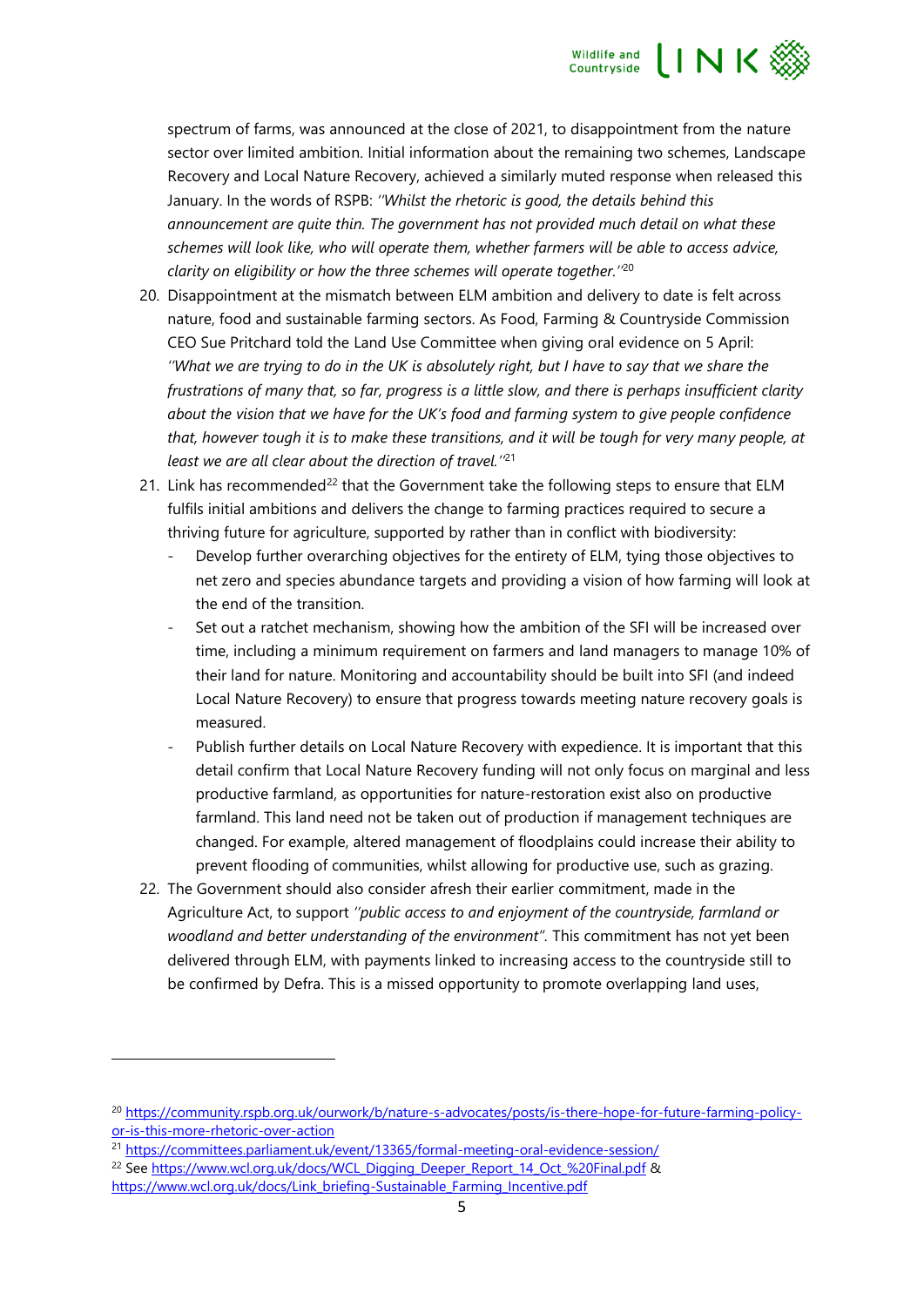spectrum of farms, was announced at the close of 2021, to disappointment from the nature sector over limited ambition. Initial information about the remaining two schemes, Landscape Recovery and Local Nature Recovery, achieved a similarly muted response when released this January. In the words of RSPB: *''Whilst the rhetoric is good, the details behind this announcement are quite thin. The government has not provided much detail on what these schemes will look like, who will operate them, whether farmers will be able to access advice, clarity on eligibility or how the three schemes will operate together.''*[20]

20. Disappointment at the mismatch between ELM ambition and delivery to date is felt across nature, food and sustainable farming sectors. As Food, Farming & Countryside Commission CEO Sue Pritchard told the Land Use Committee when giving oral evidence on 5 April: *''What we are trying to do in the UK is absolutely right, but I have to say that we share the frustrations of many that, so far, progress is a little slow, and there is perhaps insufficient clarity about the vision that we have for the UK's food and farming system to give people confidence that, however tough it is to make these transitions, and it will be tough for very many people, at least we are all clear about the direction of travel.''*[21]

21. Link has recommended[22] that the Government take the following steps to ensure that ELM fulfils initial ambitions and delivers the change to farming practices required to secure a thriving future for agriculture, supported by rather than in conflict with biodiversity:
    - Develop further overarching objectives for the entirety of ELM, tying those objectives to net zero and species abundance targets and providing a vision of how farming will look at the end of the transition.
    - Set out a ratchet mechanism, showing how the ambition of the SFI will be increased over time, including a minimum requirement on farmers and land managers to manage 10% of their land for nature. Monitoring and accountability should be built into SFI (and indeed Local Nature Recovery) to ensure that progress towards meeting nature recovery goals is measured.
    - Publish further details on Local Nature Recovery with expedience. It is important that this detail confirm that Local Nature Recovery funding will not only focus on marginal and less productive farmland, as opportunities for nature-restoration exist also on productive farmland. This land need not be taken out of production if management techniques are changed. For example, altered management of floodplains could increase their ability to prevent flooding of communities, whilst allowing for productive use, such as grazing.

22. The Government should also consider afresh their earlier commitment, made in the Agriculture Act, to support *''public access to and enjoyment of the countryside, farmland or woodland and better understanding of the environment''*. This commitment has not yet been delivered through ELM, with payments linked to increasing access to the countryside still to be confirmed by Defra. This is a missed opportunity to promote overlapping land uses,

---

[20] https://community.rspb.org.uk/ourwork/b/nature-s-advocates/posts/is-there-hope-for-future-farming-policy-or-is-this-more-rhetoric-over-action

[21] https://committees.parliament.uk/event/13365/formal-meeting-oral-evidence-session/

[22] See https://www.wcl.org.uk/docs/WCL_Digging_Deeper_Report_14_Oct_%20Final.pdf & https://www.wcl.org.uk/docs/Link_briefing-Sustainable_Farming_Incentive.pdf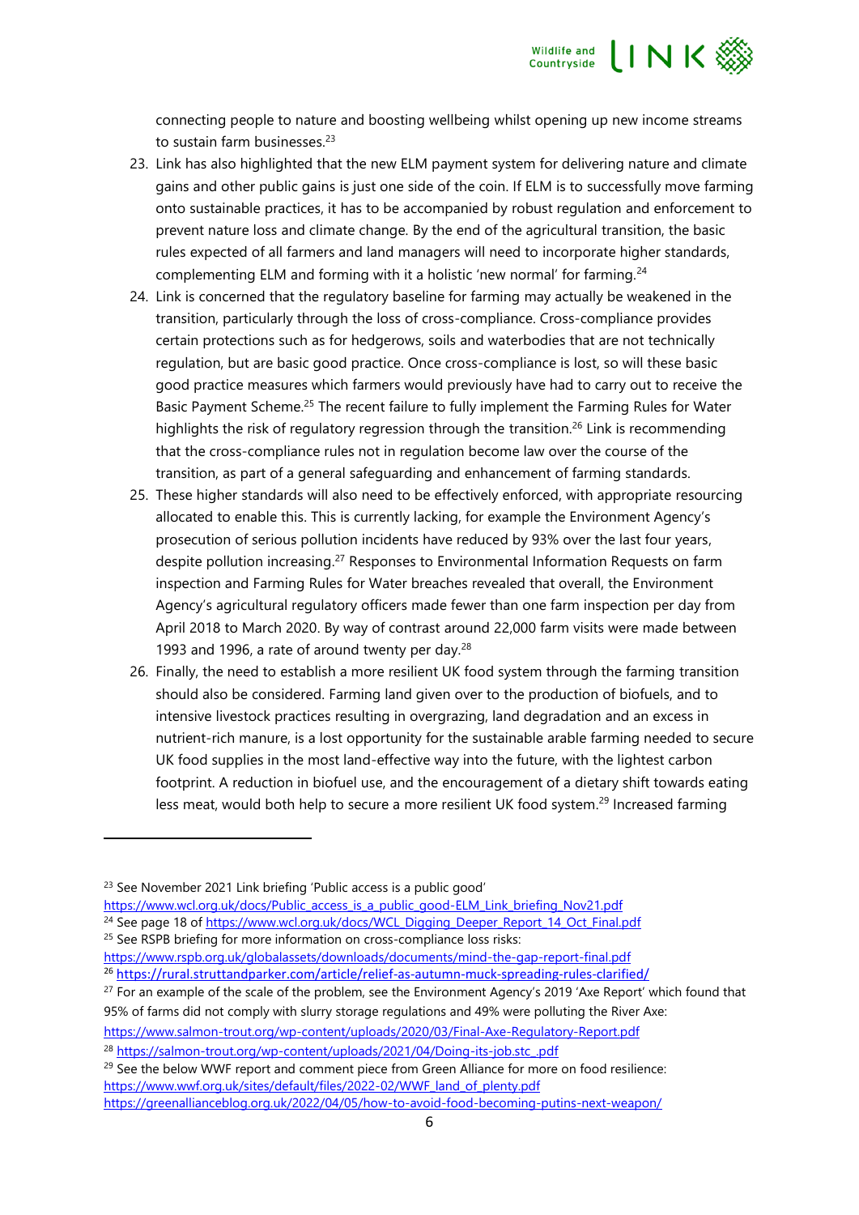connecting people to nature and boosting wellbeing whilst opening up new income streams to sustain farm businesses.[23]

23. Link has also highlighted that the new ELM payment system for delivering nature and climate gains and other public gains is just one side of the coin. If ELM is to successfully move farming onto sustainable practices, it has to be accompanied by robust regulation and enforcement to prevent nature loss and climate change. By the end of the agricultural transition, the basic rules expected of all farmers and land managers will need to incorporate higher standards, complementing ELM and forming with it a holistic 'new normal' for farming.[24]
24. Link is concerned that the regulatory baseline for farming may actually be weakened in the transition, particularly through the loss of cross-compliance. Cross-compliance provides certain protections such as for hedgerows, soils and waterbodies that are not technically regulation, but are basic good practice. Once cross-compliance is lost, so will these basic good practice measures which farmers would previously have had to carry out to receive the Basic Payment Scheme.[25] The recent failure to fully implement the Farming Rules for Water highlights the risk of regulatory regression through the transition.[26] Link is recommending that the cross-compliance rules not in regulation become law over the course of the transition, as part of a general safeguarding and enhancement of farming standards.
25. These higher standards will also need to be effectively enforced, with appropriate resourcing allocated to enable this. This is currently lacking, for example the Environment Agency's prosecution of serious pollution incidents have reduced by 93% over the last four years, despite pollution increasing.[27] Responses to Environmental Information Requests on farm inspection and Farming Rules for Water breaches revealed that overall, the Environment Agency's agricultural regulatory officers made fewer than one farm inspection per day from April 2018 to March 2020. By way of contrast around 22,000 farm visits were made between 1993 and 1996, a rate of around twenty per day.[28]
26. Finally, the need to establish a more resilient UK food system through the farming transition should also be considered. Farming land given over to the production of biofuels, and to intensive livestock practices resulting in overgrazing, land degradation and an excess in nutrient-rich manure, is a lost opportunity for the sustainable arable farming needed to secure UK food supplies in the most land-effective way into the future, with the lightest carbon footprint. A reduction in biofuel use, and the encouragement of a dietary shift towards eating less meat, would both help to secure a more resilient UK food system.[29] Increased farming

---

[23] See November 2021 Link briefing 'Public access is a public good' https://www.wcl.org.uk/docs/Public_access_is_a_public_good-ELM_Link_briefing_Nov21.pdf

[24] See page 18 of https://www.wcl.org.uk/docs/WCL_Digging_Deeper_Report_14_Oct_Final.pdf

[25] See RSPB briefing for more information on cross-compliance loss risks: https://www.rspb.org.uk/globalassets/downloads/documents/mind-the-gap-report-final.pdf

[26] https://rural.struttandparker.com/article/relief-as-autumn-muck-spreading-rules-clarified/

[27] For an example of the scale of the problem, see the Environment Agency's 2019 'Axe Report' which found that 95% of farms did not comply with slurry storage regulations and 49% were polluting the River Axe: https://www.salmon-trout.org/wp-content/uploads/2020/03/Final-Axe-Regulatory-Report.pdf

[28] https://salmon-trout.org/wp-content/uploads/2021/04/Doing-its-job.stc_.pdf

[29] See the below WWF report and comment piece from Green Alliance for more on food resilience: https://www.wwf.org.uk/sites/default/files/2022-02/WWF_land_of_plenty.pdf https://greenallianceblog.org.uk/2022/04/05/how-to-avoid-food-becoming-putins-next-weapon/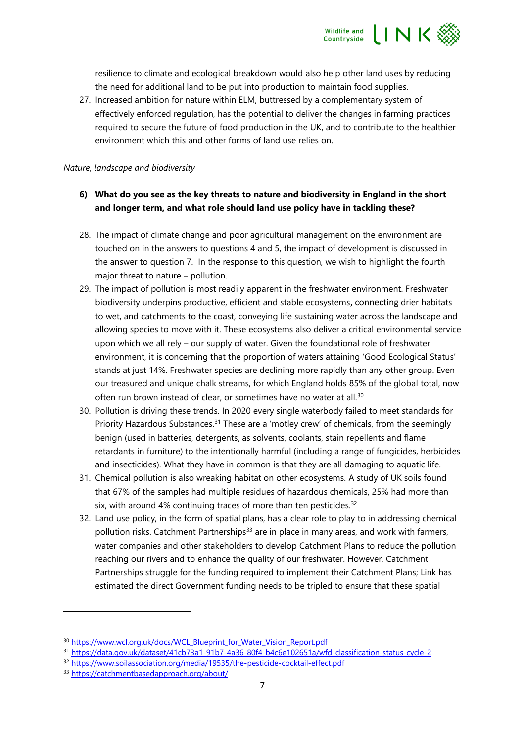resilience to climate and ecological breakdown would also help other land uses by reducing the need for additional land to be put into production to maintain food supplies.

27. Increased ambition for nature within ELM, buttressed by a complementary system of effectively enforced regulation, has the potential to deliver the changes in farming practices required to secure the future of food production in the UK, and to contribute to the healthier environment which this and other forms of land use relies on.

*Nature, landscape and biodiversity*

6) **What do you see as the key threats to nature and biodiversity in England in the short and longer term, and what role should land use policy have in tackling these?**

28. The impact of climate change and poor agricultural management on the environment are touched on in the answers to questions 4 and 5, the impact of development is discussed in the answer to question 7. In the response to this question, we wish to highlight the fourth major threat to nature – pollution.

29. The impact of pollution is most readily apparent in the freshwater environment. Freshwater biodiversity underpins productive, efficient and stable ecosystems, connecting drier habitats to wet, and catchments to the coast, conveying life sustaining water across the landscape and allowing species to move with it. These ecosystems also deliver a critical environmental service upon which we all rely – our supply of water. Given the foundational role of freshwater environment, it is concerning that the proportion of waters attaining 'Good Ecological Status' stands at just 14%. Freshwater species are declining more rapidly than any other group. Even our treasured and unique chalk streams, for which England holds 85% of the global total, now often run brown instead of clear, or sometimes have no water at all.[30]

30. Pollution is driving these trends. In 2020 every single waterbody failed to meet standards for Priority Hazardous Substances.[31] These are a 'motley crew' of chemicals, from the seemingly benign (used in batteries, detergents, as solvents, coolants, stain repellents and flame retardants in furniture) to the intentionally harmful (including a range of fungicides, herbicides and insecticides). What they have in common is that they are all damaging to aquatic life.

31. Chemical pollution is also wreaking habitat on other ecosystems. A study of UK soils found that 67% of the samples had multiple residues of hazardous chemicals, 25% had more than six, with around 4% continuing traces of more than ten pesticides.[32]

32. Land use policy, in the form of spatial plans, has a clear role to play to in addressing chemical pollution risks. Catchment Partnerships[33] are in place in many areas, and work with farmers, water companies and other stakeholders to develop Catchment Plans to reduce the pollution reaching our rivers and to enhance the quality of our freshwater. However, Catchment Partnerships struggle for the funding required to implement their Catchment Plans; Link has estimated the direct Government funding needs to be tripled to ensure that these spatial

---

[30] https://www.wcl.org.uk/docs/WCL_Blueprint_for_Water_Vision_Report.pdf

[31] https://data.gov.uk/dataset/41cb73a1-91b7-4a36-80f4-b4c6e102651a/wfd-classification-status-cycle-2

[32] https://www.soilassociation.org/media/19535/the-pesticide-cocktail-effect.pdf

[33] https://catchmentbasedapproach.org/about/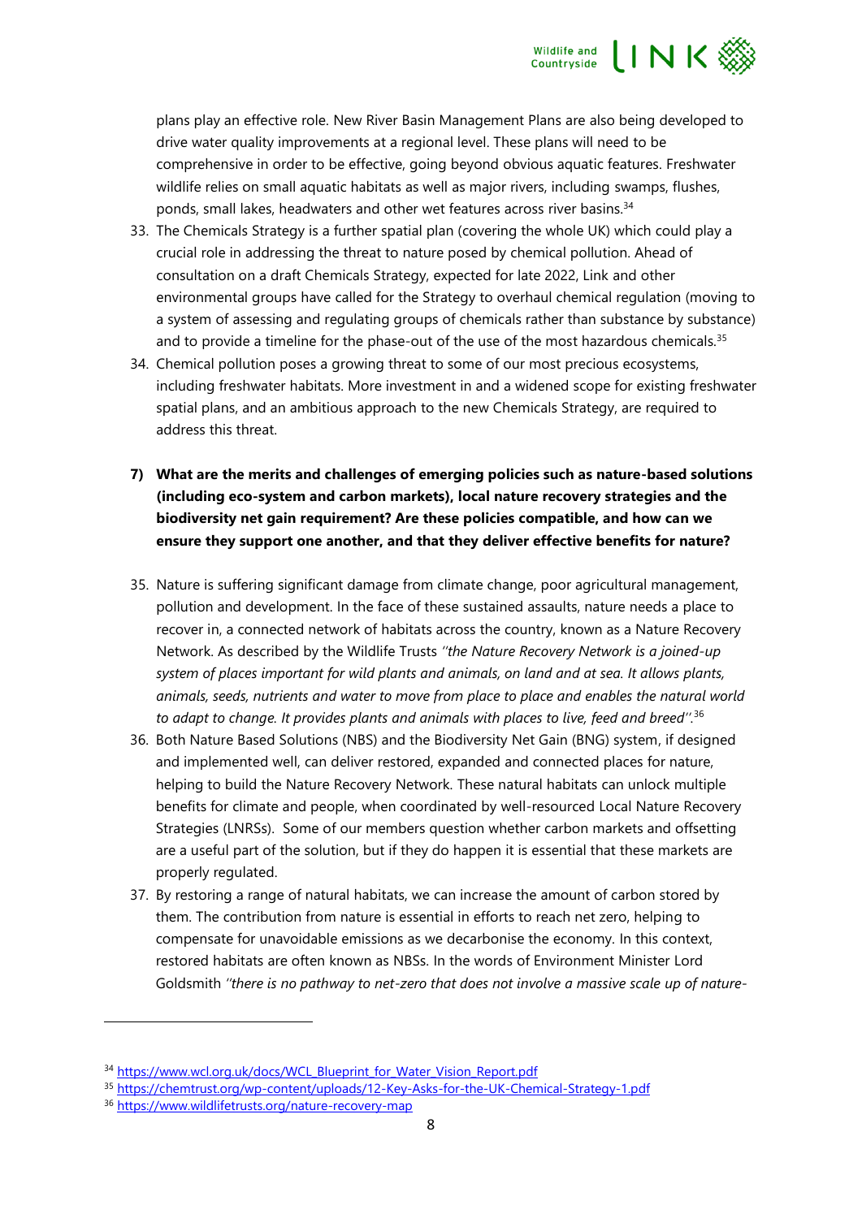plans play an effective role. New River Basin Management Plans are also being developed to drive water quality improvements at a regional level. These plans will need to be comprehensive in order to be effective, going beyond obvious aquatic features. Freshwater wildlife relies on small aquatic habitats as well as major rivers, including swamps, flushes, ponds, small lakes, headwaters and other wet features across river basins.[34]

33. The Chemicals Strategy is a further spatial plan (covering the whole UK) which could play a crucial role in addressing the threat to nature posed by chemical pollution. Ahead of consultation on a draft Chemicals Strategy, expected for late 2022, Link and other environmental groups have called for the Strategy to overhaul chemical regulation (moving to a system of assessing and regulating groups of chemicals rather than substance by substance) and to provide a timeline for the phase-out of the use of the most hazardous chemicals.[35]
34. Chemical pollution poses a growing threat to some of our most precious ecosystems, including freshwater habitats. More investment in and a widened scope for existing freshwater spatial plans, and an ambitious approach to the new Chemicals Strategy, are required to address this threat.

**7) What are the merits and challenges of emerging policies such as nature-based solutions (including eco-system and carbon markets), local nature recovery strategies and the biodiversity net gain requirement? Are these policies compatible, and how can we ensure they support one another, and that they deliver effective benefits for nature?**

35. Nature is suffering significant damage from climate change, poor agricultural management, pollution and development. In the face of these sustained assaults, nature needs a place to recover in, a connected network of habitats across the country, known as a Nature Recovery Network. As described by the Wildlife Trusts *"the Nature Recovery Network is a joined-up system of places important for wild plants and animals, on land and at sea. It allows plants, animals, seeds, nutrients and water to move from place to place and enables the natural world to adapt to change. It provides plants and animals with places to live, feed and breed"*.[36]
36. Both Nature Based Solutions (NBS) and the Biodiversity Net Gain (BNG) system, if designed and implemented well, can deliver restored, expanded and connected places for nature, helping to build the Nature Recovery Network. These natural habitats can unlock multiple benefits for climate and people, when coordinated by well-resourced Local Nature Recovery Strategies (LNRSs). Some of our members question whether carbon markets and offsetting are a useful part of the solution, but if they do happen it is essential that these markets are properly regulated.
37. By restoring a range of natural habitats, we can increase the amount of carbon stored by them. The contribution from nature is essential in efforts to reach net zero, helping to compensate for unavoidable emissions as we decarbonise the economy. In this context, restored habitats are often known as NBSs. In the words of Environment Minister Lord Goldsmith *"there is no pathway to net-zero that does not involve a massive scale up of nature-*

---

[34] https://www.wcl.org.uk/docs/WCL_Blueprint_for_Water_Vision_Report.pdf

[35] https://chemtrust.org/wp-content/uploads/12-Key-Asks-for-the-UK-Chemical-Strategy-1.pdf

[36] https://www.wildlifetrusts.org/nature-recovery-map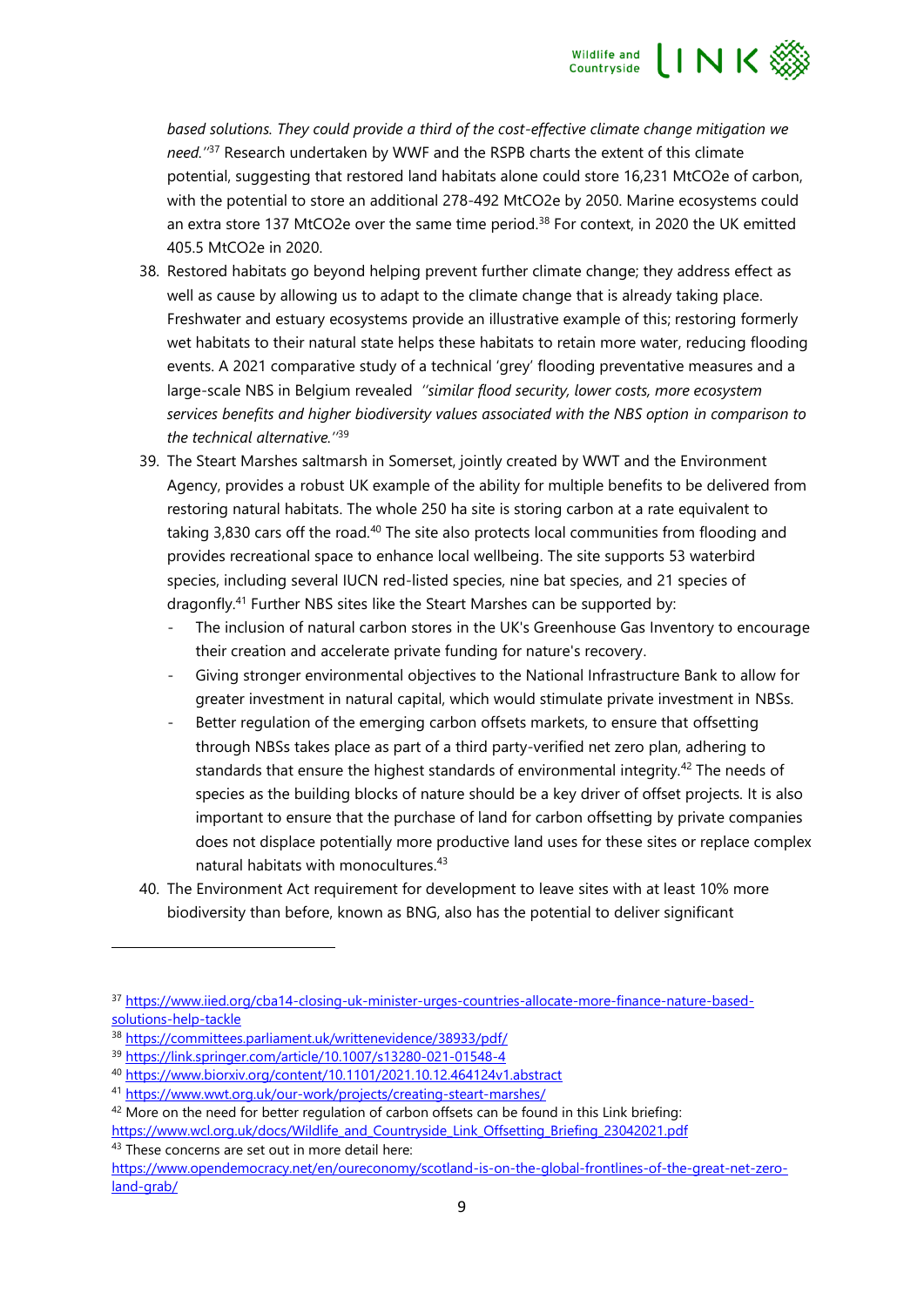*based solutions. They could provide a third of the cost-effective climate change mitigation we need.''*[37] Research undertaken by WWF and the RSPB charts the extent of this climate potential, suggesting that restored land habitats alone could store 16,231 MtCO2e of carbon, with the potential to store an additional 278-492 MtCO2e by 2050. Marine ecosystems could an extra store 137 MtCO2e over the same time period.[38] For context, in 2020 the UK emitted 405.5 MtCO2e in 2020.

38. Restored habitats go beyond helping prevent further climate change; they address effect as well as cause by allowing us to adapt to the climate change that is already taking place. Freshwater and estuary ecosystems provide an illustrative example of this; restoring formerly wet habitats to their natural state helps these habitats to retain more water, reducing flooding events. A 2021 comparative study of a technical 'grey' flooding preventative measures and a large-scale NBS in Belgium revealed *''similar flood security, lower costs, more ecosystem services benefits and higher biodiversity values associated with the NBS option in comparison to the technical alternative.''*[39]
39. The Steart Marshes saltmarsh in Somerset, jointly created by WWT and the Environment Agency, provides a robust UK example of the ability for multiple benefits to be delivered from restoring natural habitats. The whole 250 ha site is storing carbon at a rate equivalent to taking 3,830 cars off the road.[40] The site also protects local communities from flooding and provides recreational space to enhance local wellbeing. The site supports 53 waterbird species, including several IUCN red-listed species, nine bat species, and 21 species of dragonfly.[41] Further NBS sites like the Steart Marshes can be supported by:
    - The inclusion of natural carbon stores in the UK's Greenhouse Gas Inventory to encourage their creation and accelerate private funding for nature's recovery.
    - Giving stronger environmental objectives to the National Infrastructure Bank to allow for greater investment in natural capital, which would stimulate private investment in NBSs.
    - Better regulation of the emerging carbon offsets markets, to ensure that offsetting through NBSs takes place as part of a third party-verified net zero plan, adhering to standards that ensure the highest standards of environmental integrity.[42] The needs of species as the building blocks of nature should be a key driver of offset projects. It is also important to ensure that the purchase of land for carbon offsetting by private companies does not displace potentially more productive land uses for these sites or replace complex natural habitats with monocultures.[43]
40. The Environment Act requirement for development to leave sites with at least 10% more biodiversity than before, known as BNG, also has the potential to deliver significant

---

[37] https://www.iied.org/cba14-closing-uk-minister-urges-countries-allocate-more-finance-nature-based-solutions-help-tackle

[38] https://committees.parliament.uk/writtenevidence/38933/pdf/

[39] https://link.springer.com/article/10.1007/s13280-021-01548-4

[40] https://www.biorxiv.org/content/10.1101/2021.10.12.464124v1.abstract

[41] https://www.wwt.org.uk/our-work/projects/creating-steart-marshes/

[42] More on the need for better regulation of carbon offsets can be found in this Link briefing: https://www.wcl.org.uk/docs/Wildlife_and_Countryside_Link_Offsetting_Briefing_23042021.pdf

[43] These concerns are set out in more detail here: https://www.opendemocracy.net/en/oureconomy/scotland-is-on-the-global-frontlines-of-the-great-net-zero-land-grab/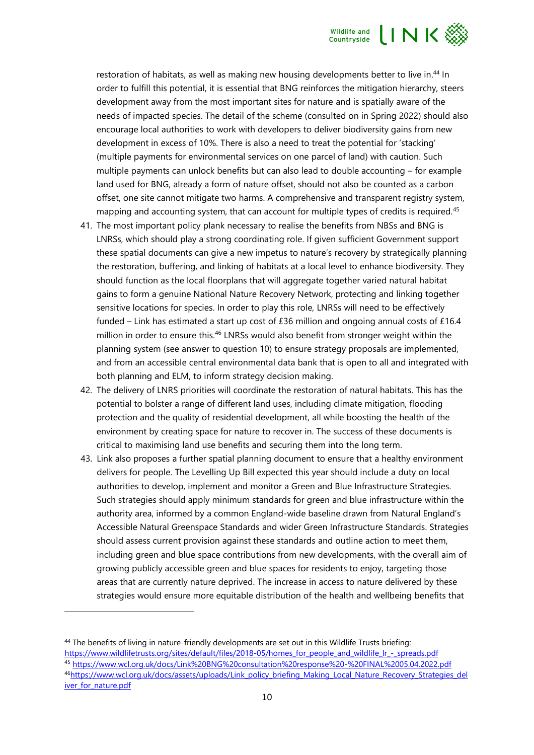restoration of habitats, as well as making new housing developments better to live in.[44] In order to fulfill this potential, it is essential that BNG reinforces the mitigation hierarchy, steers development away from the most important sites for nature and is spatially aware of the needs of impacted species. The detail of the scheme (consulted on in Spring 2022) should also encourage local authorities to work with developers to deliver biodiversity gains from new development in excess of 10%. There is also a need to treat the potential for 'stacking' (multiple payments for environmental services on one parcel of land) with caution. Such multiple payments can unlock benefits but can also lead to double accounting – for example land used for BNG, already a form of nature offset, should not also be counted as a carbon offset, one site cannot mitigate two harms. A comprehensive and transparent registry system, mapping and accounting system, that can account for multiple types of credits is required.[45]

41. The most important policy plank necessary to realise the benefits from NBSs and BNG is LNRSs, which should play a strong coordinating role. If given sufficient Government support these spatial documents can give a new impetus to nature's recovery by strategically planning the restoration, buffering, and linking of habitats at a local level to enhance biodiversity. They should function as the local floorplans that will aggregate together varied natural habitat gains to form a genuine National Nature Recovery Network, protecting and linking together sensitive locations for species. In order to play this role, LNRSs will need to be effectively funded – Link has estimated a start up cost of £36 million and ongoing annual costs of £16.4 million in order to ensure this.[46] LNRSs would also benefit from stronger weight within the planning system (see answer to question 10) to ensure strategy proposals are implemented, and from an accessible central environmental data bank that is open to all and integrated with both planning and ELM, to inform strategy decision making.
42. The delivery of LNRS priorities will coordinate the restoration of natural habitats. This has the potential to bolster a range of different land uses, including climate mitigation, flooding protection and the quality of residential development, all while boosting the health of the environment by creating space for nature to recover in. The success of these documents is critical to maximising land use benefits and securing them into the long term.
43. Link also proposes a further spatial planning document to ensure that a healthy environment delivers for people. The Levelling Up Bill expected this year should include a duty on local authorities to develop, implement and monitor a Green and Blue Infrastructure Strategies. Such strategies should apply minimum standards for green and blue infrastructure within the authority area, informed by a common England-wide baseline drawn from Natural England's Accessible Natural Greenspace Standards and wider Green Infrastructure Standards. Strategies should assess current provision against these standards and outline action to meet them, including green and blue space contributions from new developments, with the overall aim of growing publicly accessible green and blue spaces for residents to enjoy, targeting those areas that are currently nature deprived. The increase in access to nature delivered by these strategies would ensure more equitable distribution of the health and wellbeing benefits that

---

[44] The benefits of living in nature-friendly developments are set out in this Wildlife Trusts briefing: https://www.wildlifetrusts.org/sites/default/files/2018-05/homes_for_people_and_wildlife_lr_-_spreads.pdf

[45] https://www.wcl.org.uk/docs/Link%20BNG%20consultation%20response%20-%20FINAL%2005.04.2022.pdf

[46] https://www.wcl.org.uk/docs/assets/uploads/Link_policy_briefing_Making_Local_Nature_Recovery_Strategies_deliver_for_nature.pdf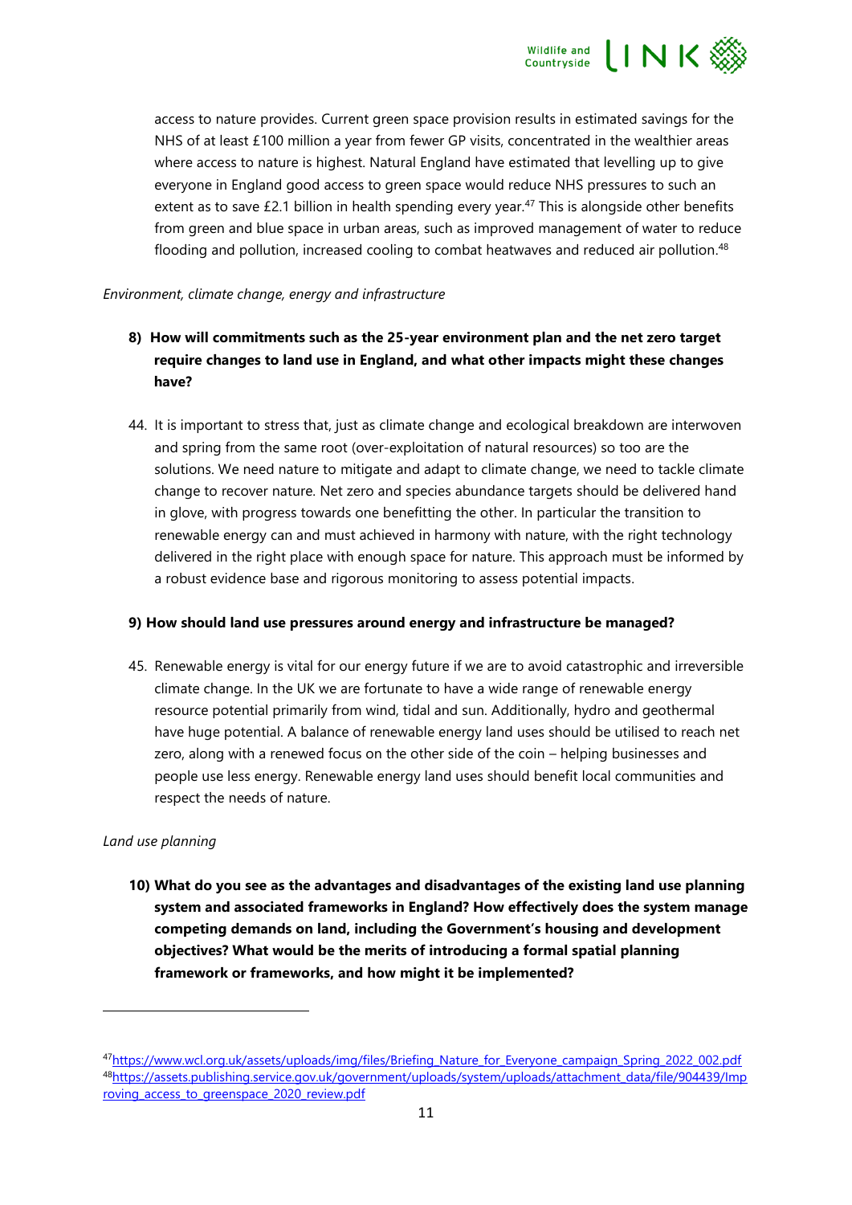access to nature provides. Current green space provision results in estimated savings for the NHS of at least £100 million a year from fewer GP visits, concentrated in the wealthier areas where access to nature is highest. Natural England have estimated that levelling up to give everyone in England good access to green space would reduce NHS pressures to such an extent as to save £2.1 billion in health spending every year.[47] This is alongside other benefits from green and blue space in urban areas, such as improved management of water to reduce flooding and pollution, increased cooling to combat heatwaves and reduced air pollution.[48]

*Environment, climate change, energy and infrastructure*

**8) How will commitments such as the 25-year environment plan and the net zero target require changes to land use in England, and what other impacts might these changes have?**

44. It is important to stress that, just as climate change and ecological breakdown are interwoven and spring from the same root (over-exploitation of natural resources) so too are the solutions. We need nature to mitigate and adapt to climate change, we need to tackle climate change to recover nature. Net zero and species abundance targets should be delivered hand in glove, with progress towards one benefitting the other. In particular the transition to renewable energy can and must achieved in harmony with nature, with the right technology delivered in the right place with enough space for nature. This approach must be informed by a robust evidence base and rigorous monitoring to assess potential impacts.

**9) How should land use pressures around energy and infrastructure be managed?**

45. Renewable energy is vital for our energy future if we are to avoid catastrophic and irreversible climate change. In the UK we are fortunate to have a wide range of renewable energy resource potential primarily from wind, tidal and sun. Additionally, hydro and geothermal have huge potential. A balance of renewable energy land uses should be utilised to reach net zero, along with a renewed focus on the other side of the coin – helping businesses and people use less energy. Renewable energy land uses should benefit local communities and respect the needs of nature.

*Land use planning*

**10) What do you see as the advantages and disadvantages of the existing land use planning system and associated frameworks in England? How effectively does the system manage competing demands on land, including the Government's housing and development objectives? What would be the merits of introducing a formal spatial planning framework or frameworks, and how might it be implemented?**

---

[47] https://www.wcl.org.uk/assets/uploads/img/files/Briefing_Nature_for_Everyone_campaign_Spring_2022_002.pdf

[48] https://assets.publishing.service.gov.uk/government/uploads/system/uploads/attachment_data/file/904439/Improving_access_to_greenspace_2020_review.pdf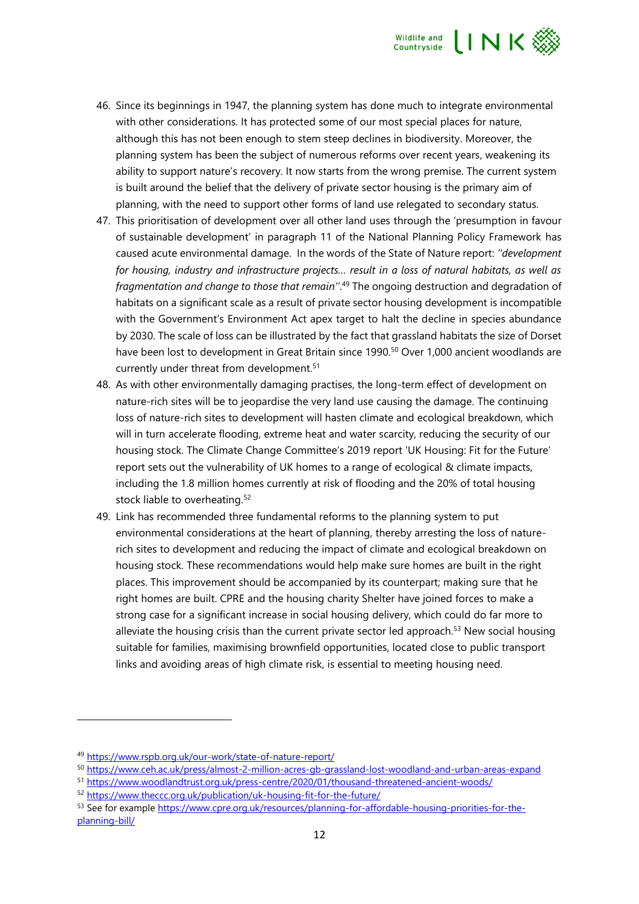46. Since its beginnings in 1947, the planning system has done much to integrate environmental with other considerations. It has protected some of our most special places for nature, although this has not been enough to stem steep declines in biodiversity. Moreover, the planning system has been the subject of numerous reforms over recent years, weakening its ability to support nature's recovery. It now starts from the wrong premise. The current system is built around the belief that the delivery of private sector housing is the primary aim of planning, with the need to support other forms of land use relegated to secondary status.
47. This prioritisation of development over all other land uses through the 'presumption in favour of sustainable development' in paragraph 11 of the National Planning Policy Framework has caused acute environmental damage. In the words of the State of Nature report: *''development for housing, industry and infrastructure projects… result in a loss of natural habitats, as well as fragmentation and change to those that remain''*.[49] The ongoing destruction and degradation of habitats on a significant scale as a result of private sector housing development is incompatible with the Government's Environment Act apex target to halt the decline in species abundance by 2030. The scale of loss can be illustrated by the fact that grassland habitats the size of Dorset have been lost to development in Great Britain since 1990.[50] Over 1,000 ancient woodlands are currently under threat from development.[51]
48. As with other environmentally damaging practises, the long-term effect of development on nature-rich sites will be to jeopardise the very land use causing the damage. The continuing loss of nature-rich sites to development will hasten climate and ecological breakdown, which will in turn accelerate flooding, extreme heat and water scarcity, reducing the security of our housing stock. The Climate Change Committee's 2019 report 'UK Housing: Fit for the Future' report sets out the vulnerability of UK homes to a range of ecological & climate impacts, including the 1.8 million homes currently at risk of flooding and the 20% of total housing stock liable to overheating.[52]
49. Link has recommended three fundamental reforms to the planning system to put environmental considerations at the heart of planning, thereby arresting the loss of nature-rich sites to development and reducing the impact of climate and ecological breakdown on housing stock. These recommendations would help make sure homes are built in the right places. This improvement should be accompanied by its counterpart; making sure that he right homes are built. CPRE and the housing charity Shelter have joined forces to make a strong case for a significant increase in social housing delivery, which could do far more to alleviate the housing crisis than the current private sector led approach.[53] New social housing suitable for families, maximising brownfield opportunities, located close to public transport links and avoiding areas of high climate risk, is essential to meeting housing need.

---

[49] https://www.rspb.org.uk/our-work/state-of-nature-report/

[50] https://www.ceh.ac.uk/press/almost-2-million-acres-gb-grassland-lost-woodland-and-urban-areas-expand

[51] https://www.woodlandtrust.org.uk/press-centre/2020/01/thousand-threatened-ancient-woods/

[52] https://www.theccc.org.uk/publication/uk-housing-fit-for-the-future/

[53] See for example https://www.cpre.org.uk/resources/planning-for-affordable-housing-priorities-for-the-planning-bill/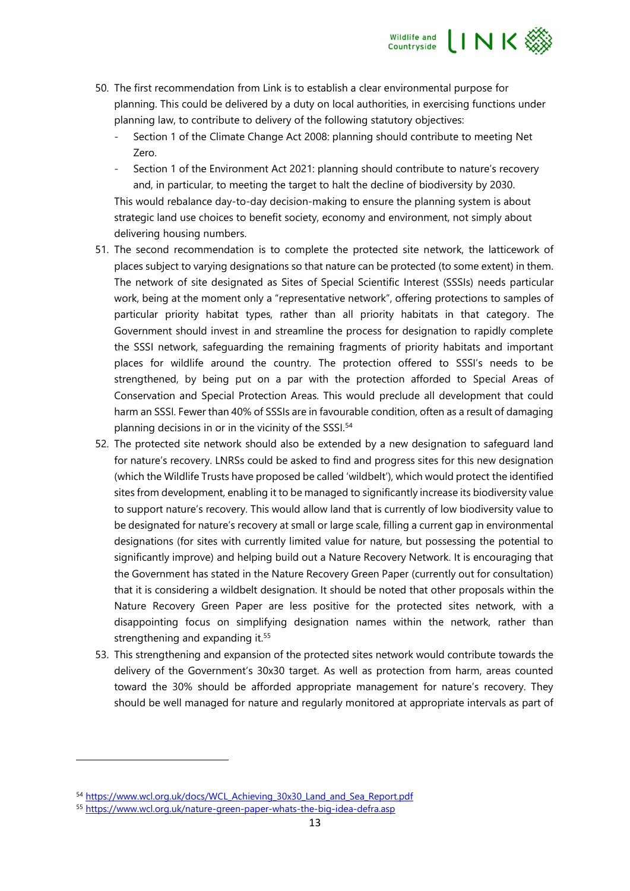50. The first recommendation from Link is to establish a clear environmental purpose for planning. This could be delivered by a duty on local authorities, in exercising functions under planning law, to contribute to delivery of the following statutory objectives:
    - Section 1 of the Climate Change Act 2008: planning should contribute to meeting Net Zero.
    - Section 1 of the Environment Act 2021: planning should contribute to nature's recovery and, in particular, to meeting the target to halt the decline of biodiversity by 2030.

    This would rebalance day-to-day decision-making to ensure the planning system is about strategic land use choices to benefit society, economy and environment, not simply about delivering housing numbers.

51. The second recommendation is to complete the protected site network, the latticework of places subject to varying designations so that nature can be protected (to some extent) in them. The network of site designated as Sites of Special Scientific Interest (SSSIs) needs particular work, being at the moment only a "representative network", offering protections to samples of particular priority habitat types, rather than all priority habitats in that category. The Government should invest in and streamline the process for designation to rapidly complete the SSSI network, safeguarding the remaining fragments of priority habitats and important places for wildlife around the country. The protection offered to SSSI's needs to be strengthened, by being put on a par with the protection afforded to Special Areas of Conservation and Special Protection Areas. This would preclude all development that could harm an SSSI. Fewer than 40% of SSSIs are in favourable condition, often as a result of damaging planning decisions in or in the vicinity of the SSSI.[54]

52. The protected site network should also be extended by a new designation to safeguard land for nature's recovery. LNRSs could be asked to find and progress sites for this new designation (which the Wildlife Trusts have proposed be called 'wildbelt'), which would protect the identified sites from development, enabling it to be managed to significantly increase its biodiversity value to support nature's recovery. This would allow land that is currently of low biodiversity value to be designated for nature's recovery at small or large scale, filling a current gap in environmental designations (for sites with currently limited value for nature, but possessing the potential to significantly improve) and helping build out a Nature Recovery Network. It is encouraging that the Government has stated in the Nature Recovery Green Paper (currently out for consultation) that it is considering a wildbelt designation. It should be noted that other proposals within the Nature Recovery Green Paper are less positive for the protected sites network, with a disappointing focus on simplifying designation names within the network, rather than strengthening and expanding it.[55]

53. This strengthening and expansion of the protected sites network would contribute towards the delivery of the Government's 30x30 target. As well as protection from harm, areas counted toward the 30% should be afforded appropriate management for nature's recovery. They should be well managed for nature and regularly monitored at appropriate intervals as part of

---

[54] https://www.wcl.org.uk/docs/WCL_Achieving_30x30_Land_and_Sea_Report.pdf

[55] https://www.wcl.org.uk/nature-green-paper-whats-the-big-idea-defra.asp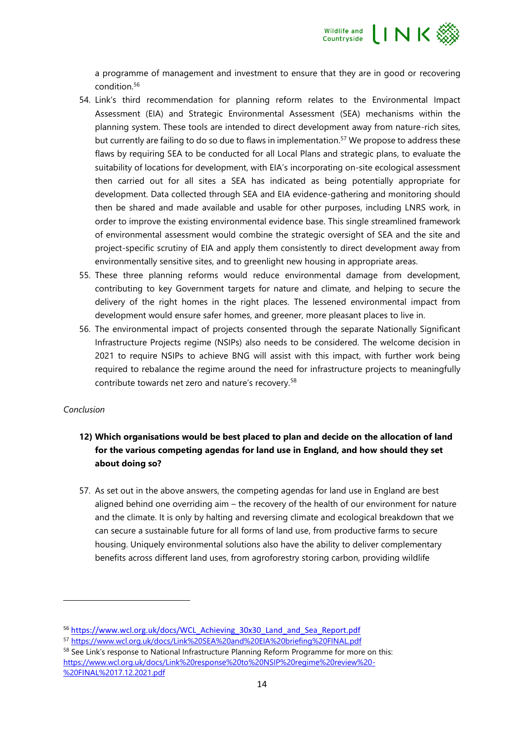a programme of management and investment to ensure that they are in good or recovering condition.[56]

54. Link's third recommendation for planning reform relates to the Environmental Impact Assessment (EIA) and Strategic Environmental Assessment (SEA) mechanisms within the planning system. These tools are intended to direct development away from nature-rich sites, but currently are failing to do so due to flaws in implementation.[57] We propose to address these flaws by requiring SEA to be conducted for all Local Plans and strategic plans, to evaluate the suitability of locations for development, with EIA's incorporating on-site ecological assessment then carried out for all sites a SEA has indicated as being potentially appropriate for development. Data collected through SEA and EIA evidence-gathering and monitoring should then be shared and made available and usable for other purposes, including LNRS work, in order to improve the existing environmental evidence base. This single streamlined framework of environmental assessment would combine the strategic oversight of SEA and the site and project-specific scrutiny of EIA and apply them consistently to direct development away from environmentally sensitive sites, and to greenlight new housing in appropriate areas.
55. These three planning reforms would reduce environmental damage from development, contributing to key Government targets for nature and climate, and helping to secure the delivery of the right homes in the right places. The lessened environmental impact from development would ensure safer homes, and greener, more pleasant places to live in.
56. The environmental impact of projects consented through the separate Nationally Significant Infrastructure Projects regime (NSIPs) also needs to be considered. The welcome decision in 2021 to require NSIPs to achieve BNG will assist with this impact, with further work being required to rebalance the regime around the need for infrastructure projects to meaningfully contribute towards net zero and nature's recovery.[58]

*Conclusion*

**12) Which organisations would be best placed to plan and decide on the allocation of land for the various competing agendas for land use in England, and how should they set about doing so?**

57. As set out in the above answers, the competing agendas for land use in England are best aligned behind one overriding aim – the recovery of the health of our environment for nature and the climate. It is only by halting and reversing climate and ecological breakdown that we can secure a sustainable future for all forms of land use, from productive farms to secure housing. Uniquely environmental solutions also have the ability to deliver complementary benefits across different land uses, from agroforestry storing carbon, providing wildlife

---

[56] https://www.wcl.org.uk/docs/WCL_Achieving_30x30_Land_and_Sea_Report.pdf

[57] https://www.wcl.org.uk/docs/Link%20SEA%20and%20EIA%20briefing%20FINAL.pdf

[58] See Link's response to National Infrastructure Planning Reform Programme for more on this: https://www.wcl.org.uk/docs/Link%20response%20to%20NSIP%20regime%20review%20-%20FINAL%2017.12.2021.pdf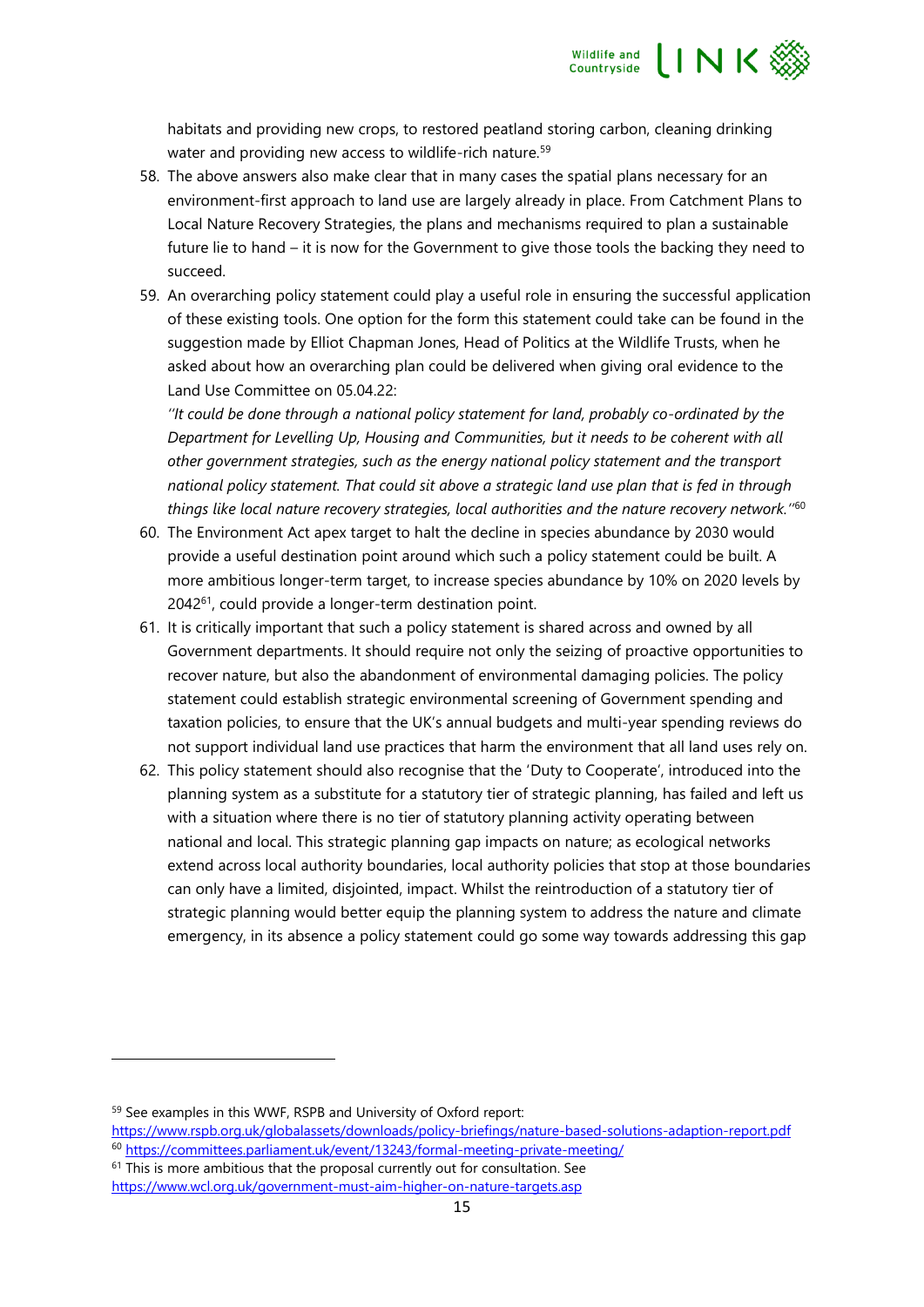habitats and providing new crops, to restored peatland storing carbon, cleaning drinking water and providing new access to wildlife-rich nature.[59]

58. The above answers also make clear that in many cases the spatial plans necessary for an environment-first approach to land use are largely already in place. From Catchment Plans to Local Nature Recovery Strategies, the plans and mechanisms required to plan a sustainable future lie to hand – it is now for the Government to give those tools the backing they need to succeed.
59. An overarching policy statement could play a useful role in ensuring the successful application of these existing tools. One option for the form this statement could take can be found in the suggestion made by Elliot Chapman Jones, Head of Politics at the Wildlife Trusts, when he asked about how an overarching plan could be delivered when giving oral evidence to the Land Use Committee on 05.04.22:
*''It could be done through a national policy statement for land, probably co-ordinated by the Department for Levelling Up, Housing and Communities, but it needs to be coherent with all other government strategies, such as the energy national policy statement and the transport national policy statement. That could sit above a strategic land use plan that is fed in through things like local nature recovery strategies, local authorities and the nature recovery network.''*[60]
60. The Environment Act apex target to halt the decline in species abundance by 2030 would provide a useful destination point around which such a policy statement could be built. A more ambitious longer-term target, to increase species abundance by 10% on 2020 levels by 2042[61], could provide a longer-term destination point.
61. It is critically important that such a policy statement is shared across and owned by all Government departments. It should require not only the seizing of proactive opportunities to recover nature, but also the abandonment of environmental damaging policies. The policy statement could establish strategic environmental screening of Government spending and taxation policies, to ensure that the UK's annual budgets and multi-year spending reviews do not support individual land use practices that harm the environment that all land uses rely on.
62. This policy statement should also recognise that the 'Duty to Cooperate', introduced into the planning system as a substitute for a statutory tier of strategic planning, has failed and left us with a situation where there is no tier of statutory planning activity operating between national and local. This strategic planning gap impacts on nature; as ecological networks extend across local authority boundaries, local authority policies that stop at those boundaries can only have a limited, disjointed, impact. Whilst the reintroduction of a statutory tier of strategic planning would better equip the planning system to address the nature and climate emergency, in its absence a policy statement could go some way towards addressing this gap

---

[59] See examples in this WWF, RSPB and University of Oxford report: https://www.rspb.org.uk/globalassets/downloads/policy-briefings/nature-based-solutions-adaption-report.pdf

[60] https://committees.parliament.uk/event/13243/formal-meeting-private-meeting/

[61] This is more ambitious that the proposal currently out for consultation. See https://www.wcl.org.uk/government-must-aim-higher-on-nature-targets.asp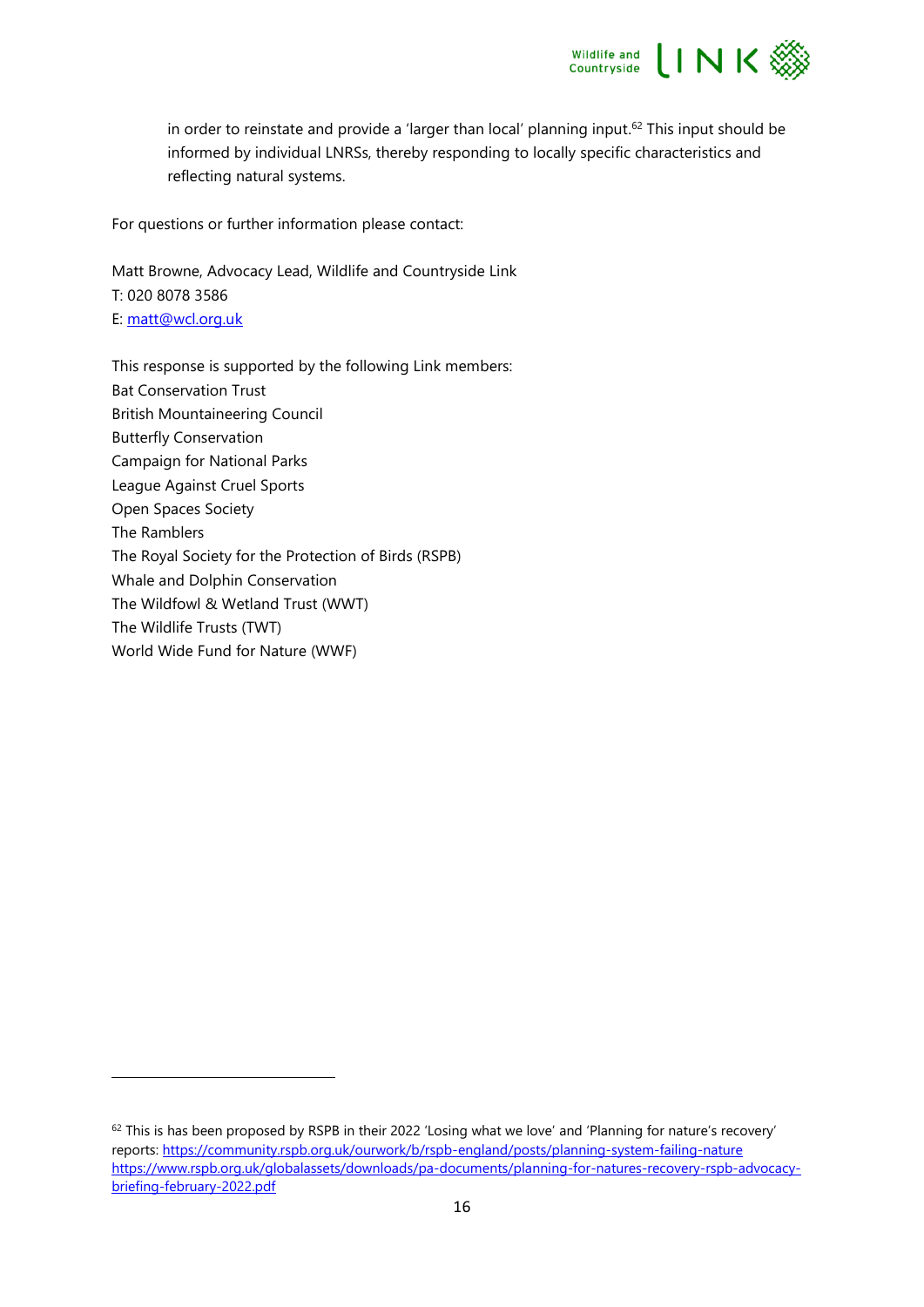in order to reinstate and provide a 'larger than local' planning input.[62] This input should be informed by individual LNRSs, thereby responding to locally specific characteristics and reflecting natural systems.

For questions or further information please contact:

Matt Browne, Advocacy Lead, Wildlife and Countryside Link
T: 020 8078 3586
E: matt@wcl.org.uk

This response is supported by the following Link members:
Bat Conservation Trust
British Mountaineering Council
Butterfly Conservation
Campaign for National Parks
League Against Cruel Sports
Open Spaces Society
The Ramblers
The Royal Society for the Protection of Birds (RSPB)
Whale and Dolphin Conservation
The Wildfowl & Wetland Trust (WWT)
The Wildlife Trusts (TWT)
World Wide Fund for Nature (WWF)

[62] This is has been proposed by RSPB in their 2022 'Losing what we love' and 'Planning for nature's recovery' reports: https://community.rspb.org.uk/ourwork/b/rspb-england/posts/planning-system-failing-nature https://www.rspb.org.uk/globalassets/downloads/pa-documents/planning-for-natures-recovery-rspb-advocacy-briefing-february-2022.pdf